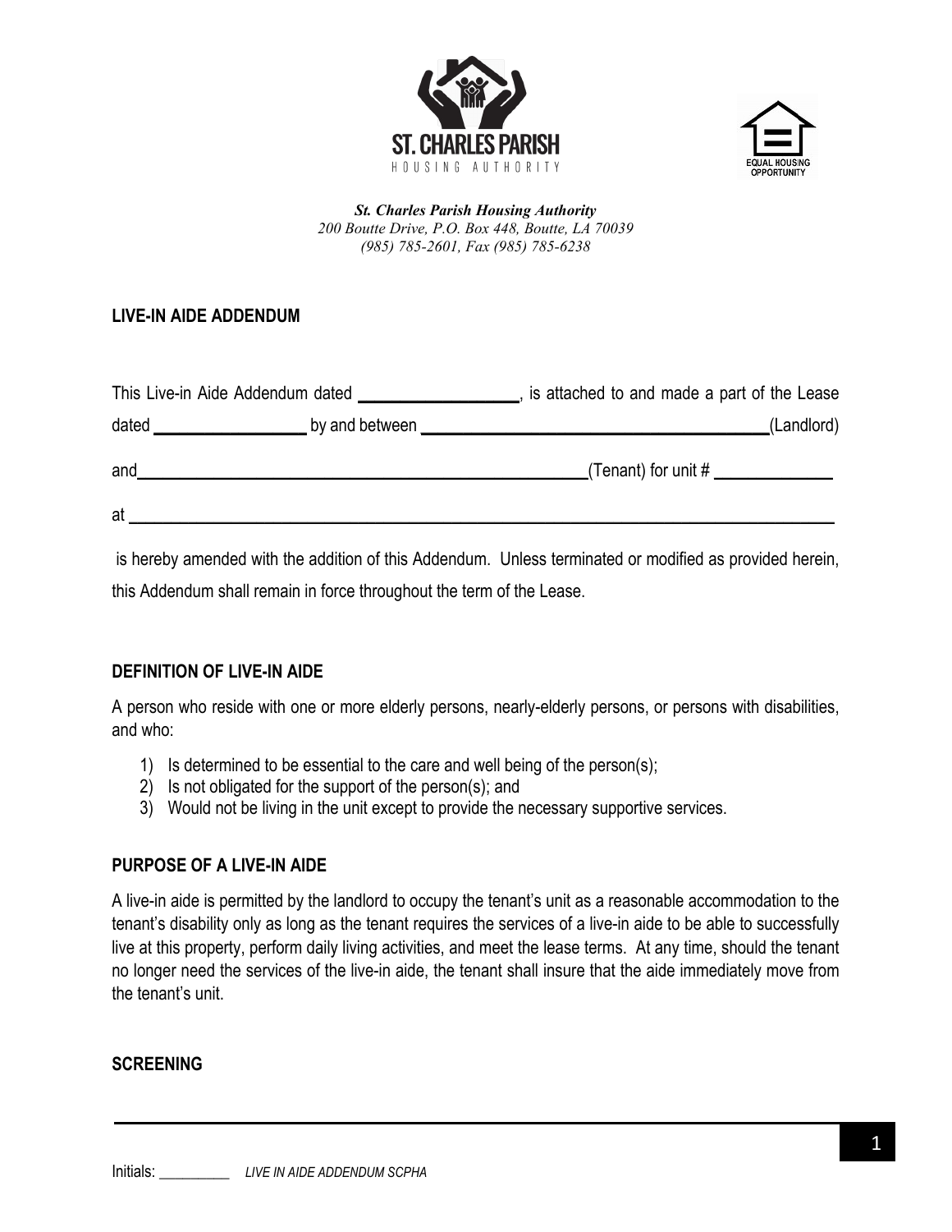ST. CHARLES PARISH
HOUSING AUTHORITY

*St. Charles Parish Housing Authority*
*200 Boutte Drive, P.O. Box 448, Boutte, LA 70039*
*(985) 785-2601, Fax (985) 785-6238*

**LIVE-IN AIDE ADDENDUM**

This Live-in Aide Addendum dated __________________, is attached to and made a part of the Lease dated __________________ by and between ________________________________________(Landlord) and______________________________________________________(Tenant) for unit # ______________ at ________________________________________________________________________________

is hereby amended with the addition of this Addendum. Unless terminated or modified as provided herein, this Addendum shall remain in force throughout the term of the Lease.

**DEFINITION OF LIVE-IN AIDE**

A person who reside with one or more elderly persons, nearly-elderly persons, or persons with disabilities, and who:

1) Is determined to be essential to the care and well being of the person(s);
2) Is not obligated for the support of the person(s); and
3) Would not be living in the unit except to provide the necessary supportive services.

**PURPOSE OF A LIVE-IN AIDE**

A live-in aide is permitted by the landlord to occupy the tenant's unit as a reasonable accommodation to the tenant's disability only as long as the tenant requires the services of a live-in aide to be able to successfully live at this property, perform daily living activities, and meet the lease terms. At any time, should the tenant no longer need the services of the live-in aide, the tenant shall insure that the aide immediately move from the tenant's unit.

**SCREENING**

Initials: __________ *LIVE IN AIDE ADDENDUM SCPHA*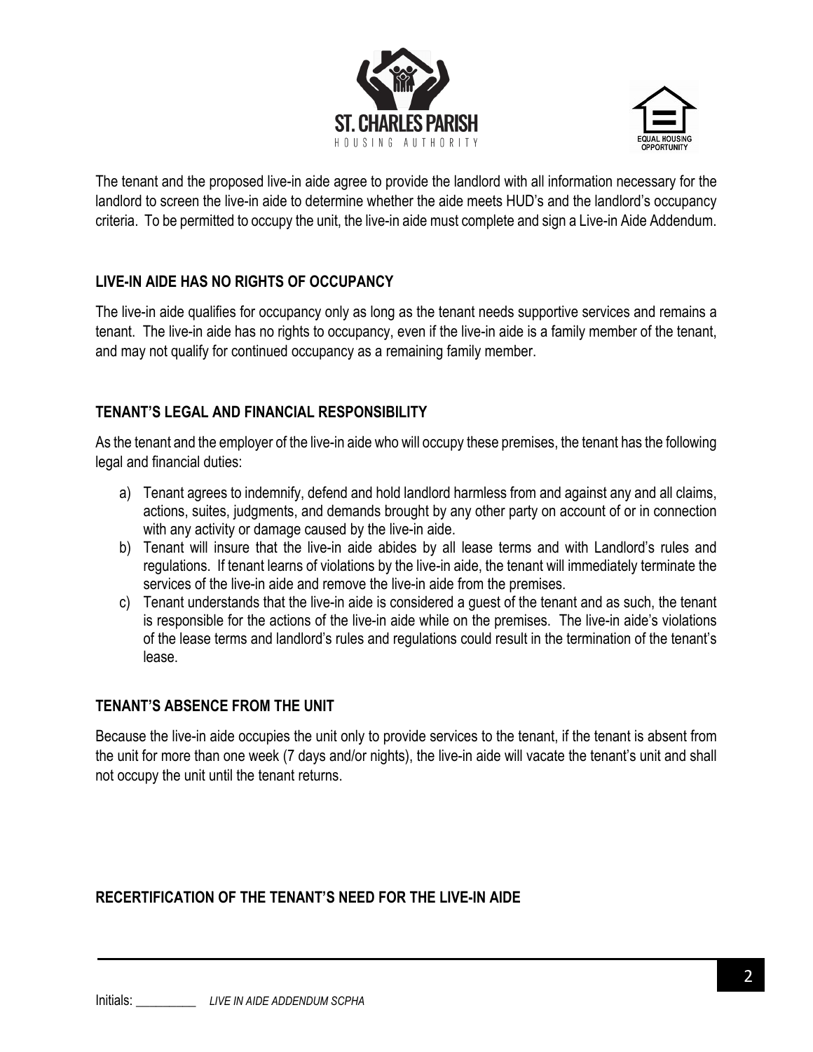The tenant and the proposed live-in aide agree to provide the landlord with all information necessary for the landlord to screen the live-in aide to determine whether the aide meets HUD's and the landlord's occupancy criteria. To be permitted to occupy the unit, the live-in aide must complete and sign a Live-in Aide Addendum.

## LIVE-IN AIDE HAS NO RIGHTS OF OCCUPANCY

The live-in aide qualifies for occupancy only as long as the tenant needs supportive services and remains a tenant. The live-in aide has no rights to occupancy, even if the live-in aide is a family member of the tenant, and may not qualify for continued occupancy as a remaining family member.

## TENANT'S LEGAL AND FINANCIAL RESPONSIBILITY

As the tenant and the employer of the live-in aide who will occupy these premises, the tenant has the following legal and financial duties:

a) Tenant agrees to indemnify, defend and hold landlord harmless from and against any and all claims, actions, suites, judgments, and demands brought by any other party on account of or in connection with any activity or damage caused by the live-in aide.
b) Tenant will insure that the live-in aide abides by all lease terms and with Landlord's rules and regulations. If tenant learns of violations by the live-in aide, the tenant will immediately terminate the services of the live-in aide and remove the live-in aide from the premises.
c) Tenant understands that the live-in aide is considered a guest of the tenant and as such, the tenant is responsible for the actions of the live-in aide while on the premises. The live-in aide's violations of the lease terms and landlord's rules and regulations could result in the termination of the tenant's lease.

## TENANT'S ABSENCE FROM THE UNIT

Because the live-in aide occupies the unit only to provide services to the tenant, if the tenant is absent from the unit for more than one week (7 days and/or nights), the live-in aide will vacate the tenant's unit and shall not occupy the unit until the tenant returns.

## RECERTIFICATION OF THE TENANT'S NEED FOR THE LIVE-IN AIDE

Initials: __________ *LIVE IN AIDE ADDENDUM SCPHA*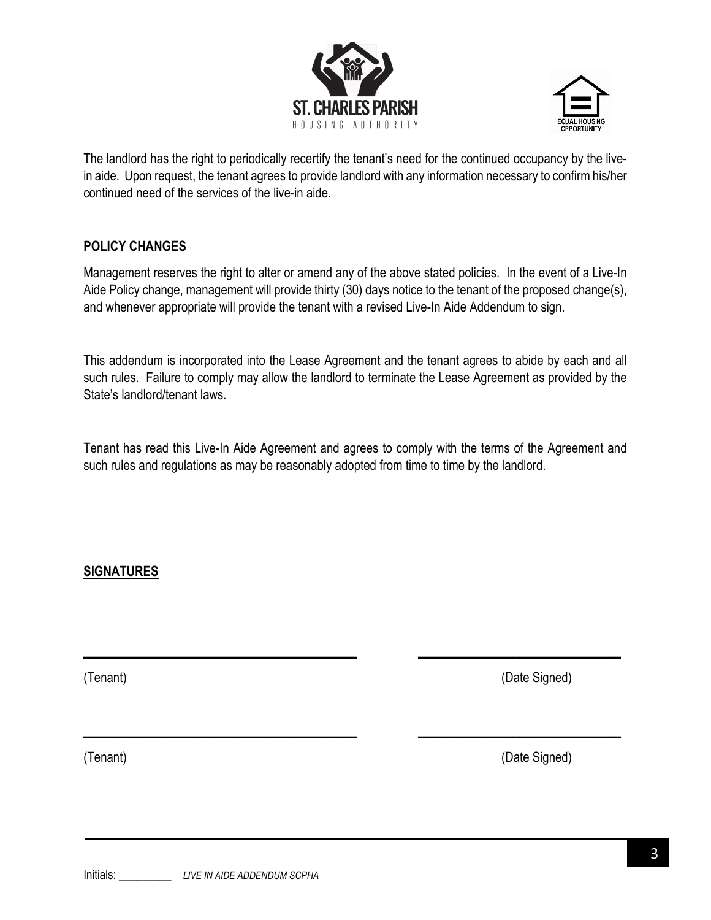The landlord has the right to periodically recertify the tenant's need for the continued occupancy by the live-in aide. Upon request, the tenant agrees to provide landlord with any information necessary to confirm his/her continued need of the services of the live-in aide.

**POLICY CHANGES**

Management reserves the right to alter or amend any of the above stated policies. In the event of a Live-In Aide Policy change, management will provide thirty (30) days notice to the tenant of the proposed change(s), and whenever appropriate will provide the tenant with a revised Live-In Aide Addendum to sign.

This addendum is incorporated into the Lease Agreement and the tenant agrees to abide by each and all such rules. Failure to comply may allow the landlord to terminate the Lease Agreement as provided by the State's landlord/tenant laws.

Tenant has read this Live-In Aide Agreement and agrees to comply with the terms of the Agreement and such rules and regulations as may be reasonably adopted from time to time by the landlord.

**SIGNATURES**

_________________________________ _________________________

(Tenant) (Date Signed)

_________________________________ _________________________

(Tenant) (Date Signed)

Initials: __________ *LIVE IN AIDE ADDENDUM SCPHA*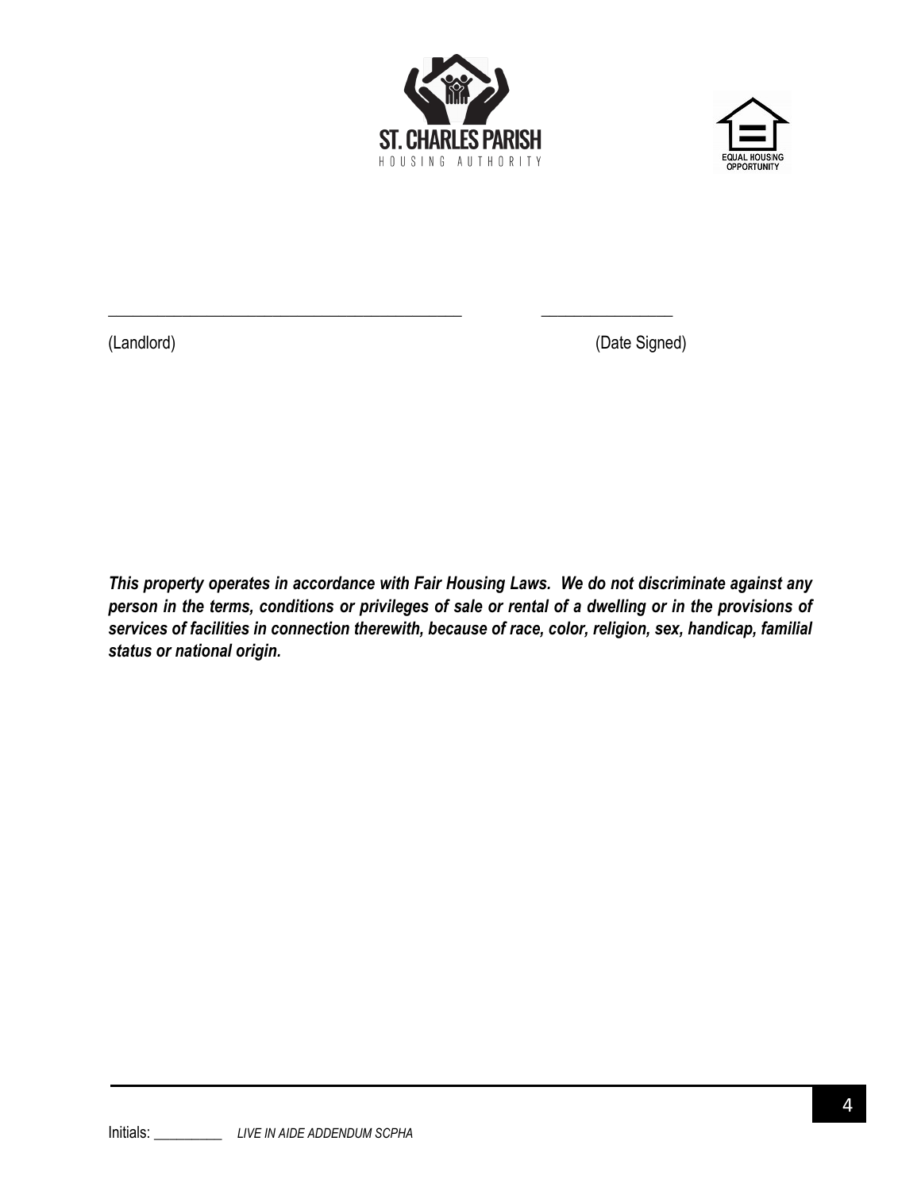ST. CHARLES PARISH
HOUSING AUTHORITY

EQUAL HOUSING OPPORTUNITY

_________________________________________ ________________

(Landlord) (Date Signed)

***This property operates in accordance with Fair Housing Laws. We do not discriminate against any person in the terms, conditions or privileges of sale or rental of a dwelling or in the provisions of services of facilities in connection therewith, because of race, color, religion, sex, handicap, familial status or national origin.***

Initials: __________ *LIVE IN AIDE ADDENDUM SCPHA*